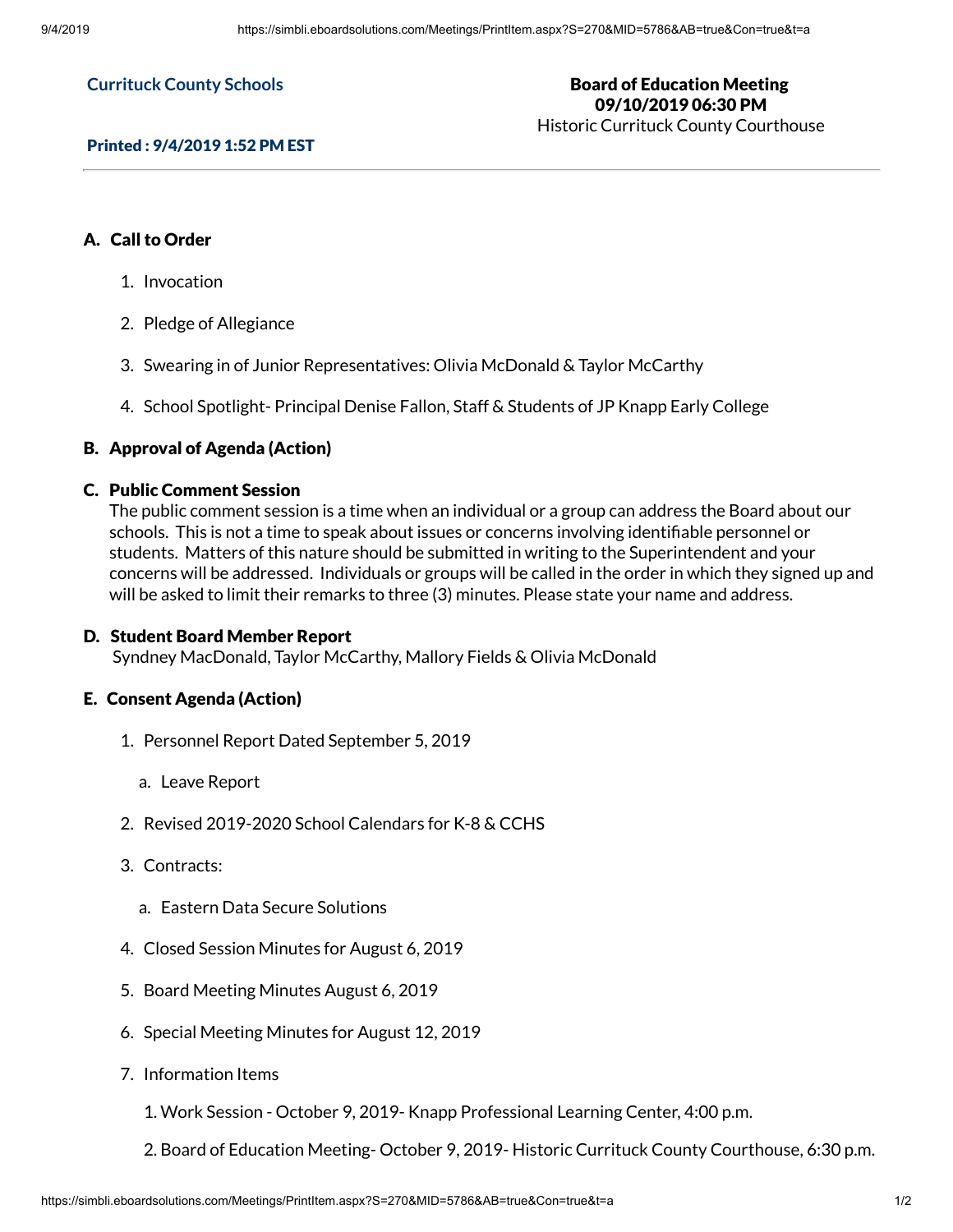**Currituck County Schools**

**Board of Education Meeting**
**09/10/2019 06:30 PM**
Historic Currituck County Courthouse

**Printed : 9/4/2019 1:52 PM EST**

---

## A. Call to Order

1. Invocation
2. Pledge of Allegiance
3. Swearing in of Junior Representatives: Olivia McDonald & Taylor McCarthy
4. School Spotlight- Principal Denise Fallon, Staff & Students of JP Knapp Early College

## B. Approval of Agenda (Action)

## C. Public Comment Session

The public comment session is a time when an individual or a group can address the Board about our schools. This is not a time to speak about issues or concerns involving identifiable personnel or students. Matters of this nature should be submitted in writing to the Superintendent and your concerns will be addressed. Individuals or groups will be called in the order in which they signed up and will be asked to limit their remarks to three (3) minutes. Please state your name and address.

## D. Student Board Member Report

Syndney MacDonald, Taylor McCarthy, Mallory Fields & Olivia McDonald

## E. Consent Agenda (Action)

1. Personnel Report Dated September 5, 2019
   a. Leave Report
2. Revised 2019-2020 School Calendars for K-8 & CCHS
3. Contracts:
   a. Eastern Data Secure Solutions
4. Closed Session Minutes for August 6, 2019
5. Board Meeting Minutes August 6, 2019
6. Special Meeting Minutes for August 12, 2019
7. Information Items
   1. Work Session - October 9, 2019- Knapp Professional Learning Center, 4:00 p.m.
   2. Board of Education Meeting- October 9, 2019- Historic Currituck County Courthouse, 6:30 p.m.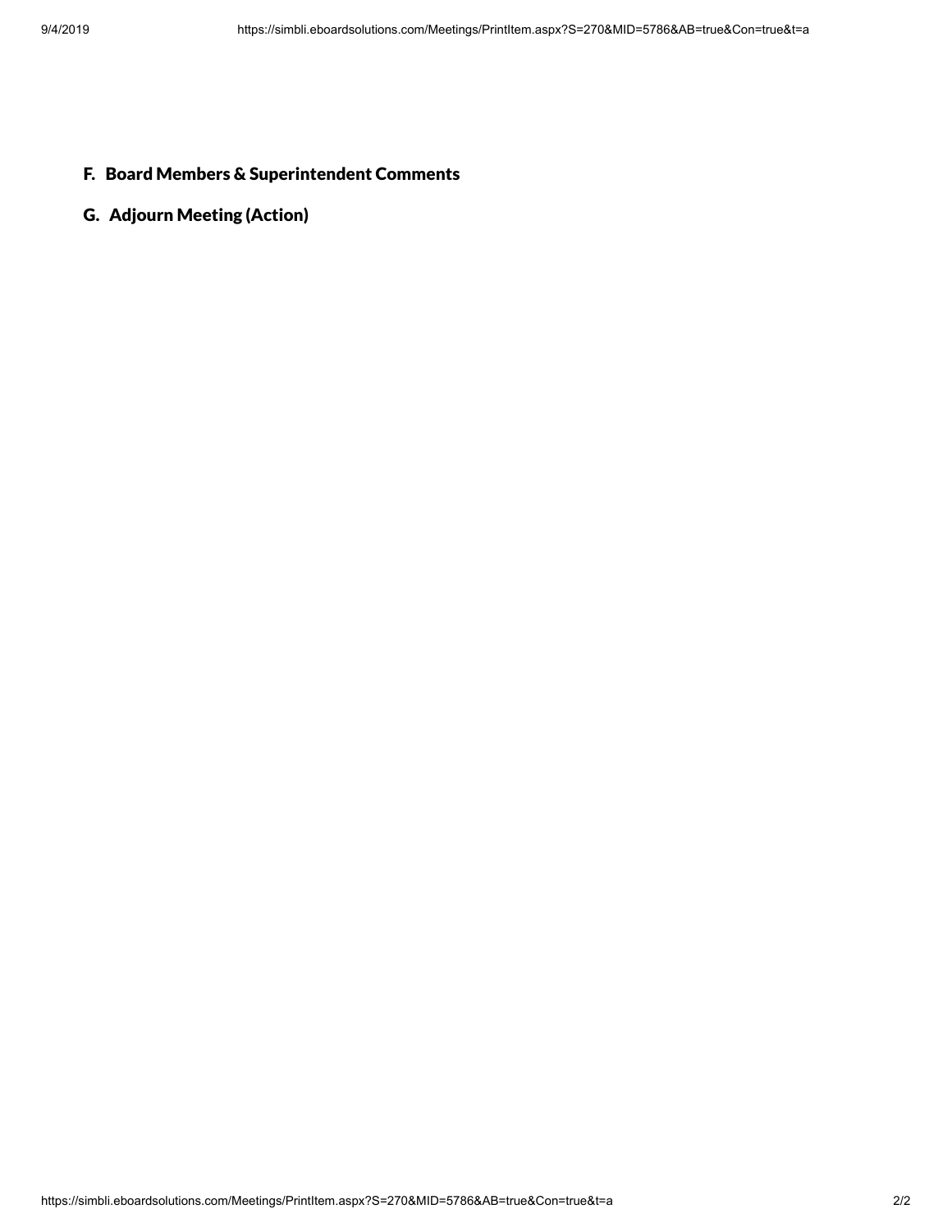## F. Board Members & Superintendent Comments

## G. Adjourn Meeting (Action)